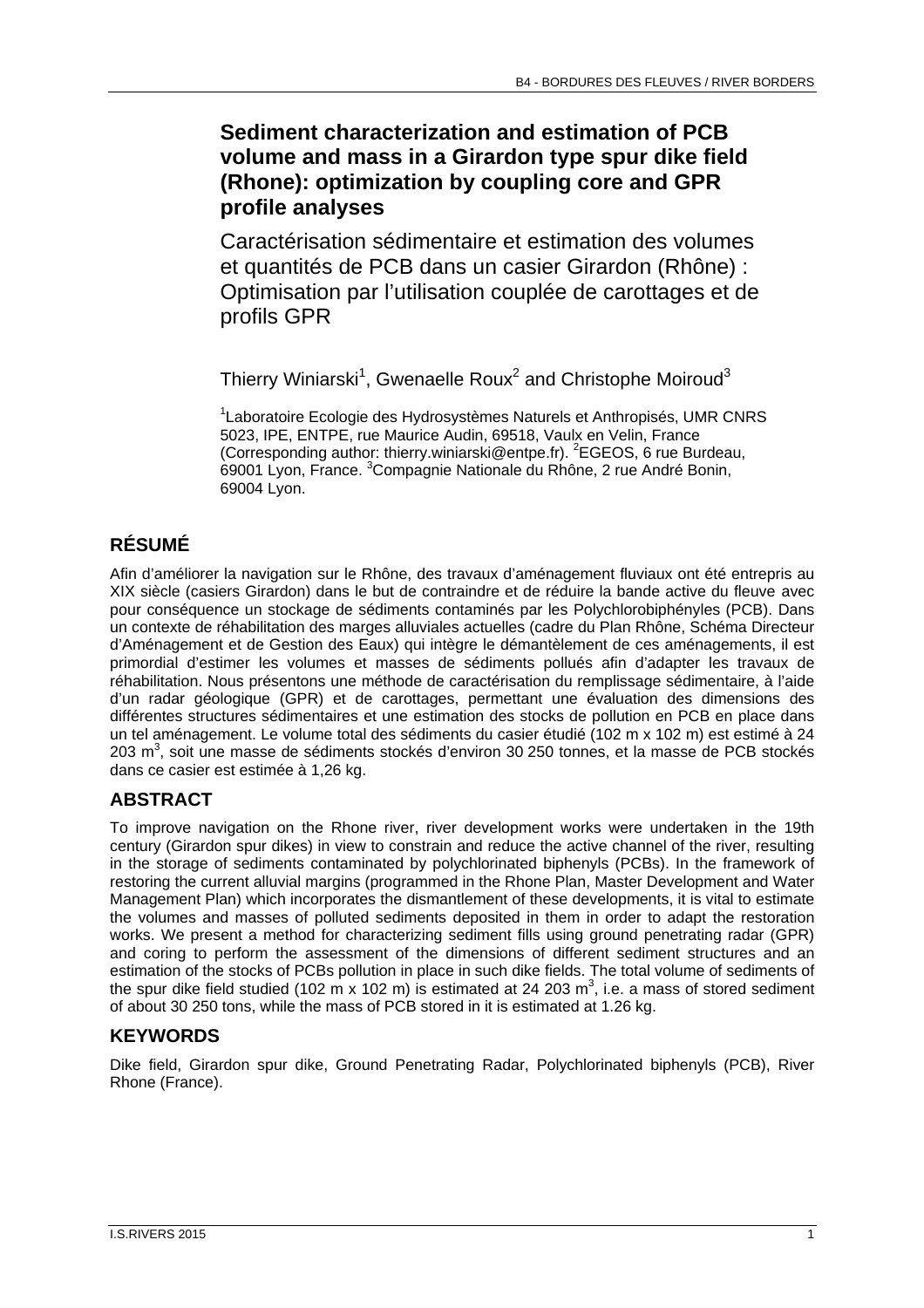# Sediment characterization and estimation of PCB volume and mass in a Girardon type spur dike field (Rhone): optimization by coupling core and GPR profile analyses

## Caractérisation sédimentaire et estimation des volumes et quantités de PCB dans un casier Girardon (Rhône) : Optimisation par l'utilisation couplée de carottages et de profils GPR

Thierry Winiarski[1], Gwenaelle Roux[2] and Christophe Moiroud[3]

[1]Laboratoire Ecologie des Hydrosystèmes Naturels et Anthropisés, UMR CNRS 5023, IPE, ENTPE, rue Maurice Audin, 69518, Vaulx en Velin, France (Corresponding author: thierry.winiarski@entpe.fr). [2]EGEOS, 6 rue Burdeau, 69001 Lyon, France. [3]Compagnie Nationale du Rhône, 2 rue André Bonin, 69004 Lyon.

## RÉSUMÉ

Afin d'améliorer la navigation sur le Rhône, des travaux d'aménagement fluviaux ont été entrepris au XIX siècle (casiers Girardon) dans le but de contraindre et de réduire la bande active du fleuve avec pour conséquence un stockage de sédiments contaminés par les Polychlorobiphényles (PCB). Dans un contexte de réhabilitation des marges alluviales actuelles (cadre du Plan Rhône, Schéma Directeur d'Aménagement et de Gestion des Eaux) qui intègre le démantèlement de ces aménagements, il est primordial d'estimer les volumes et masses de sédiments pollués afin d'adapter les travaux de réhabilitation. Nous présentons une méthode de caractérisation du remplissage sédimentaire, à l'aide d'un radar géologique (GPR) et de carottages, permettant une évaluation des dimensions des différentes structures sédimentaires et une estimation des stocks de pollution en PCB en place dans un tel aménagement. Le volume total des sédiments du casier étudié (102 m x 102 m) est estimé à 24 203 $m^3$, soit une masse de sédiments stockés d'environ 30 250 tonnes, et la masse de PCB stockés dans ce casier est estimée à 1,26 kg.

## ABSTRACT

To improve navigation on the Rhone river, river development works were undertaken in the 19th century (Girardon spur dikes) in view to constrain and reduce the active channel of the river, resulting in the storage of sediments contaminated by polychlorinated biphenyls (PCBs). In the framework of restoring the current alluvial margins (programmed in the Rhone Plan, Master Development and Water Management Plan) which incorporates the dismantlement of these developments, it is vital to estimate the volumes and masses of polluted sediments deposited in them in order to adapt the restoration works. We present a method for characterizing sediment fills using ground penetrating radar (GPR) and coring to perform the assessment of the dimensions of different sediment structures and an estimation of the stocks of PCBs pollution in place in such dike fields. The total volume of sediments of the spur dike field studied (102 m x 102 m) is estimated at 24 203 $m^3$, i.e. a mass of stored sediment of about 30 250 tons, while the mass of PCB stored in it is estimated at 1.26 kg.

## KEYWORDS

Dike field, Girardon spur dike, Ground Penetrating Radar, Polychlorinated biphenyls (PCB), River Rhone (France).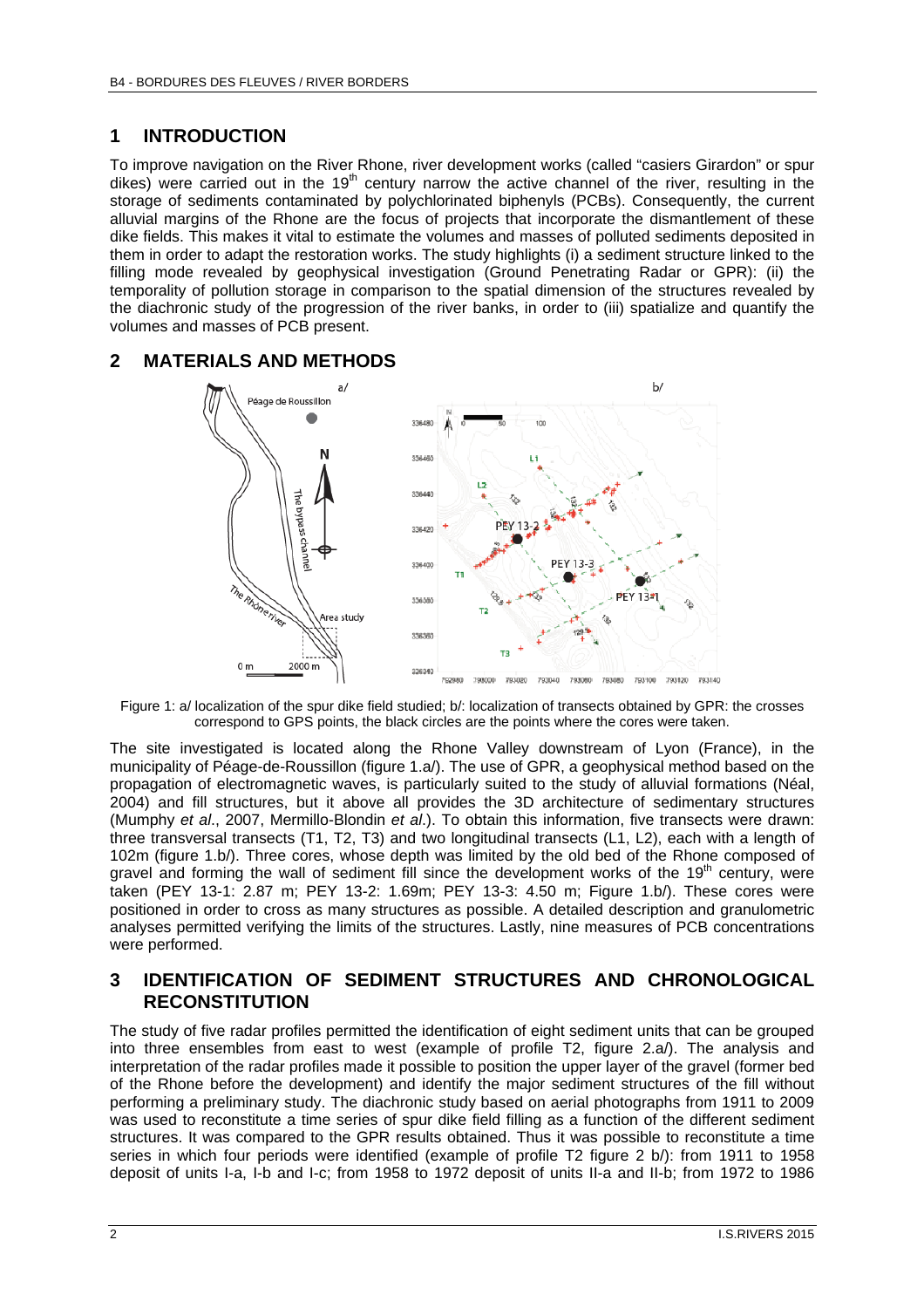## 1 INTRODUCTION

To improve navigation on the River Rhone, river development works (called "casiers Girardon" or spur dikes) were carried out in the 19th century narrow the active channel of the river, resulting in the storage of sediments contaminated by polychlorinated biphenyls (PCBs). Consequently, the current alluvial margins of the Rhone are the focus of projects that incorporate the dismantlement of these dike fields. This makes it vital to estimate the volumes and masses of polluted sediments deposited in them in order to adapt the restoration works. The study highlights (i) a sediment structure linked to the filling mode revealed by geophysical investigation (Ground Penetrating Radar or GPR): (ii) the temporality of pollution storage in comparison to the spatial dimension of the structures revealed by the diachronic study of the progression of the river banks, in order to (iii) spatialize and quantify the volumes and masses of PCB present.

## 2 MATERIALS AND METHODS

Figure 1: a/ localization of the spur dike field studied; b/: localization of transects obtained by GPR: the crosses correspond to GPS points, the black circles are the points where the cores were taken.

The site investigated is located along the Rhone Valley downstream of Lyon (France), in the municipality of Péage-de-Roussillon (figure 1.a/). The use of GPR, a geophysical method based on the propagation of electromagnetic waves, is particularly suited to the study of alluvial formations (Néal, 2004) and fill structures, but it above all provides the 3D architecture of sedimentary structures (Mumphy *et al*., 2007, Mermillo-Blondin *et al*.). To obtain this information, five transects were drawn: three transversal transects (T1, T2, T3) and two longitudinal transects (L1, L2), each with a length of 102m (figure 1.b/). Three cores, whose depth was limited by the old bed of the Rhone composed of gravel and forming the wall of sediment fill since the development works of the 19th century, were taken (PEY 13-1: 2.87 m; PEY 13-2: 1.69m; PEY 13-3: 4.50 m; Figure 1.b/). These cores were positioned in order to cross as many structures as possible. A detailed description and granulometric analyses permitted verifying the limits of the structures. Lastly, nine measures of PCB concentrations were performed.

## 3 IDENTIFICATION OF SEDIMENT STRUCTURES AND CHRONOLOGICAL RECONSTITUTION

The study of five radar profiles permitted the identification of eight sediment units that can be grouped into three ensembles from east to west (example of profile T2, figure 2.a/). The analysis and interpretation of the radar profiles made it possible to position the upper layer of the gravel (former bed of the Rhone before the development) and identify the major sediment structures of the fill without performing a preliminary study. The diachronic study based on aerial photographs from 1911 to 2009 was used to reconstitute a time series of spur dike field filling as a function of the different sediment structures. It was compared to the GPR results obtained. Thus it was possible to reconstitute a time series in which four periods were identified (example of profile T2 figure 2 b/): from 1911 to 1958 deposit of units I-a, I-b and I-c; from 1958 to 1972 deposit of units II-a and II-b; from 1972 to 1986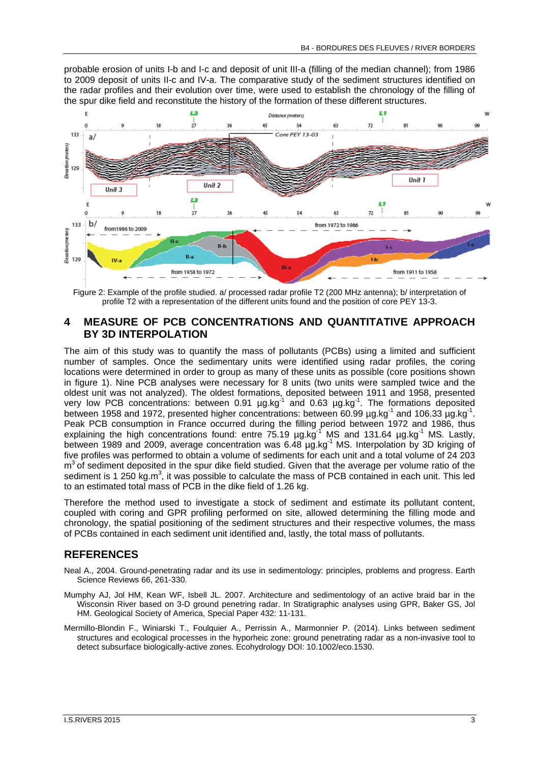probable erosion of units I-b and I-c and deposit of unit III-a (filling of the median channel); from 1986 to 2009 deposit of units II-c and IV-a. The comparative study of the sediment structures identified on the radar profiles and their evolution over time, were used to establish the chronology of the filling of the spur dike field and reconstitute the history of the formation of these different structures.

E
L2
Distance (meters)
L1
W
0 9 18 27 36 45 54 63 72 81 90 99
133
a/
Core PEY 13-03
Elevation (meters)
129
Unit 3
Unit 2
Unit 1

E
L2
L1
W
0 9 18 27 36 45 54 63 72 81 90 99
133
b/
from1986 to 2009
from 1972 to 1986
Elevation (meters)
II-c
II-b
I-c
I-a
II-a
I-b
129
IV-a
III-a
from 1958 to 1972
from 1911 to 1958

Figure 2: Example of the profile studied. a/ processed radar profile T2 (200 MHz antenna); b/ interpretation of profile T2 with a representation of the different units found and the position of core PEY 13-3.

## 4 MEASURE OF PCB CONCENTRATIONS AND QUANTITATIVE APPROACH BY 3D INTERPOLATION

The aim of this study was to quantify the mass of pollutants (PCBs) using a limited and sufficient number of samples. Once the sedimentary units were identified using radar profiles, the coring locations were determined in order to group as many of these units as possible (core positions shown in figure 1). Nine PCB analyses were necessary for 8 units (two units were sampled twice and the oldest unit was not analyzed). The oldest formations, deposited between 1911 and 1958, presented very low PCB concentrations: between 0.91 $\mu g.kg^{-1}$ and 0.63 $\mu g.kg^{-1}$. The formations deposited between 1958 and 1972, presented higher concentrations: between 60.99 $\mu g.kg^{-1}$ and 106.33 $\mu g.kg^{-1}$. Peak PCB consumption in France occurred during the filling period between 1972 and 1986, thus explaining the high concentrations found: entre 75.19 $\mu g.kg^{-1}$ MS and 131.64 $\mu g.kg^{-1}$ MS. Lastly, between 1989 and 2009, average concentration was 6.48 $\mu g.kg^{-1}$ MS. Interpolation by 3D kriging of five profiles was performed to obtain a volume of sediments for each unit and a total volume of 24 203 $m^3$ of sediment deposited in the spur dike field studied. Given that the average per volume ratio of the sediment is 1 250 $kg.m^3$, it was possible to calculate the mass of PCB contained in each unit. This led to an estimated total mass of PCB in the dike field of 1.26 kg.

Therefore the method used to investigate a stock of sediment and estimate its pollutant content, coupled with coring and GPR profiling performed on site, allowed determining the filling mode and chronology, the spatial positioning of the sediment structures and their respective volumes, the mass of PCBs contained in each sediment unit identified and, lastly, the total mass of pollutants.

## REFERENCES

Neal A., 2004. Ground-penetrating radar and its use in sedimentology: principles, problems and progress. Earth Science Reviews 66, 261-330.

Mumphy AJ, Jol HM, Kean WF, Isbell JL. 2007. Architecture and sedimentology of an active braid bar in the Wisconsin River based on 3-D ground penetrating radar. In Stratigraphic analyses using GPR, Baker GS, Jol HM. Geological Society of America, Special Paper 432: 11-131.

Mermillo-Blondin F., Winiarski T., Foulquier A., Perrissin A., Marmonnier P. (2014). Links between sediment structures and ecological processes in the hyporheic zone: ground penetrating radar as a non-invasive tool to detect subsurface biologically-active zones. Ecohydrology DOI: 10.1002/eco.1530.